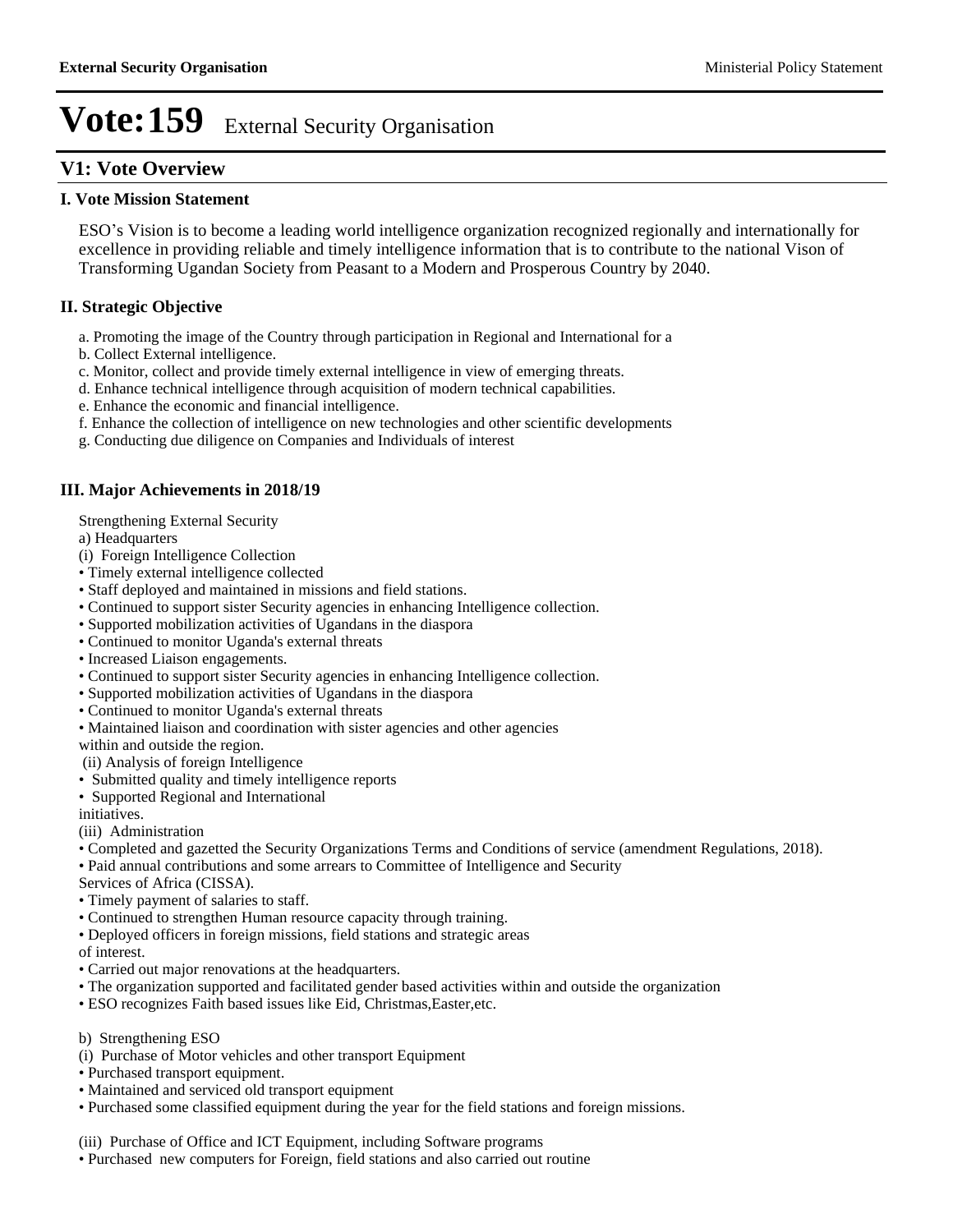# Vote:159 External Security Organisation

## V1: Vote Overview

### I. Vote Mission Statement

ESO's Vision is to become a leading world intelligence organization recognized regionally and internationally for excellence in providing reliable and timely intelligence information that is to contribute to the national Vison of Transforming Ugandan Society from Peasant to a Modern and Prosperous Country by 2040.

### II. Strategic Objective

a. Promoting the image of the Country through participation in Regional and International for a
b. Collect External intelligence.
c. Monitor, collect and provide timely external intelligence in view of emerging threats.
d. Enhance technical intelligence through acquisition of modern technical capabilities.
e. Enhance the economic and financial intelligence.
f. Enhance the collection of intelligence on new technologies and other scientific developments
g. Conducting due diligence on Companies and Individuals of interest

### III. Major Achievements in 2018/19

Strengthening External Security
a) Headquarters
(i) Foreign Intelligence Collection
• Timely external intelligence collected
• Staff deployed and maintained in missions and field stations.
• Continued to support sister Security agencies in enhancing Intelligence collection.
• Supported mobilization activities of Ugandans in the diaspora
• Continued to monitor Uganda's external threats
• Increased Liaison engagements.
• Continued to support sister Security agencies in enhancing Intelligence collection.
• Supported mobilization activities of Ugandans in the diaspora
• Continued to monitor Uganda's external threats
• Maintained liaison and coordination with sister agencies and other agencies
within and outside the region.
(ii) Analysis of foreign Intelligence
• Submitted quality and timely intelligence reports
• Supported Regional and International
initiatives.
(iii) Administration
• Completed and gazetted the Security Organizations Terms and Conditions of service (amendment Regulations, 2018).
• Paid annual contributions and some arrears to Committee of Intelligence and Security
Services of Africa (CISSA).
• Timely payment of salaries to staff.
• Continued to strengthen Human resource capacity through training.
• Deployed officers in foreign missions, field stations and strategic areas
of interest.
• Carried out major renovations at the headquarters.
• The organization supported and facilitated gender based activities within and outside the organization
• ESO recognizes Faith based issues like Eid, Christmas,Easter,etc.

b) Strengthening ESO
(i) Purchase of Motor vehicles and other transport Equipment
• Purchased transport equipment.
• Maintained and serviced old transport equipment
• Purchased some classified equipment during the year for the field stations and foreign missions.

(iii) Purchase of Office and ICT Equipment, including Software programs
• Purchased new computers for Foreign, field stations and also carried out routine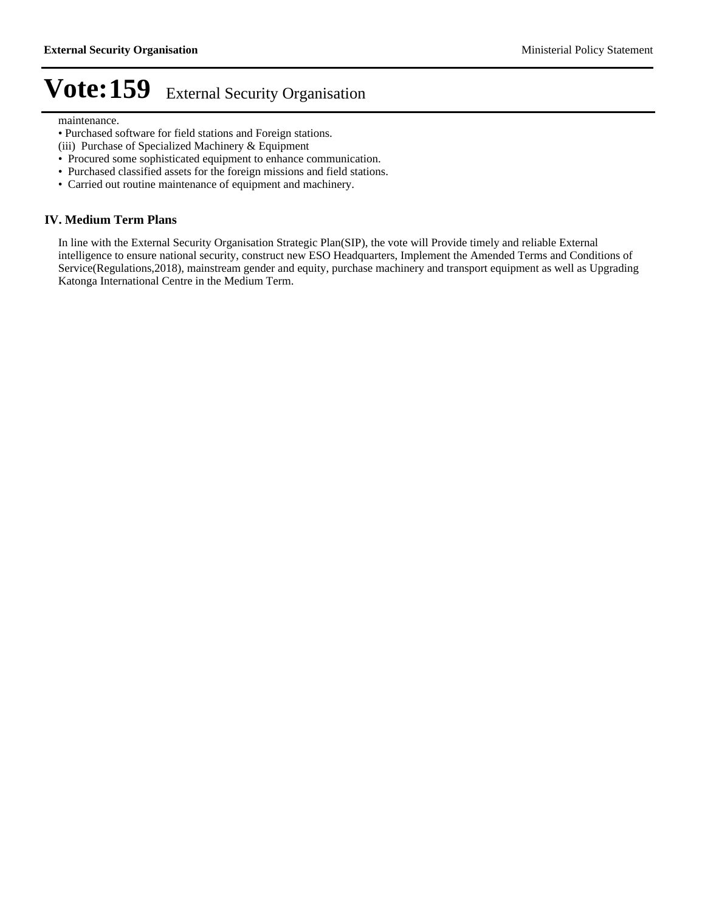# Vote:159 External Security Organisation

maintenance.

- Purchased software for field stations and Foreign stations.

(iii) Purchase of Specialized Machinery & Equipment

- Procured some sophisticated equipment to enhance communication.
- Purchased classified assets for the foreign missions and field stations.
- Carried out routine maintenance of equipment and machinery.

## IV. Medium Term Plans

In line with the External Security Organisation Strategic Plan(SIP), the vote will Provide timely and reliable External intelligence to ensure national security, construct new ESO Headquarters, Implement the Amended Terms and Conditions of Service(Regulations,2018), mainstream gender and equity, purchase machinery and transport equipment as well as Upgrading Katonga International Centre in the Medium Term.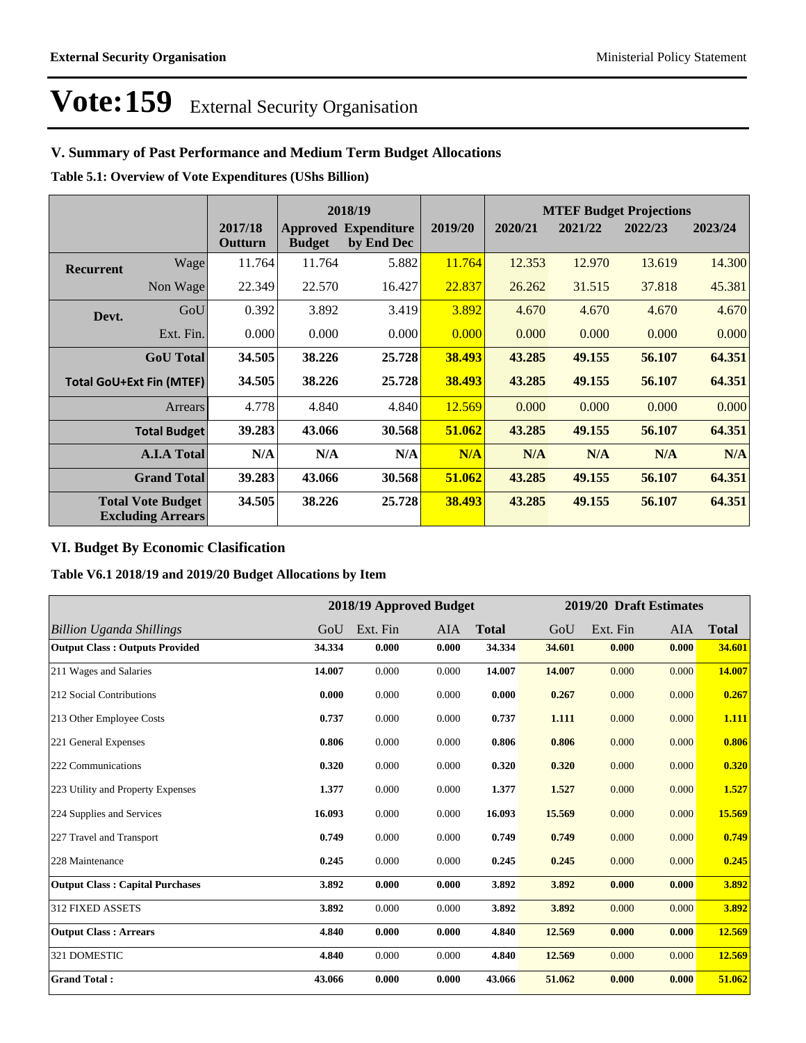# Vote:159 External Security Organisation

## V. Summary of Past Performance and Medium Term Budget Allocations

**Table 5.1: Overview of Vote Expenditures (UShs Billion)**

| | | | 2018/19 | | | MTEF Budget Projections | | | |
|---|---|---|---|---|---|---|---|---|---|
| | | 2017/18 Outturn | Approved Budget | Expenditure by End Dec | 2019/20 | 2020/21 | 2021/22 | 2022/23 | 2023/24 |
| **Recurrent** | Wage | 11.764 | 11.764 | 5.882 | 11.764 | 12.353 | 12.970 | 13.619 | 14.300 |
| | Non Wage | 22.349 | 22.570 | 16.427 | 22.837 | 26.262 | 31.515 | 37.818 | 45.381 |
| **Devt.** | GoU | 0.392 | 3.892 | 3.419 | 3.892 | 4.670 | 4.670 | 4.670 | 4.670 |
| | Ext. Fin. | 0.000 | 0.000 | 0.000 | 0.000 | 0.000 | 0.000 | 0.000 | 0.000 |
| | **GoU Total** | **34.505** | **38.226** | **25.728** | **38.493** | **43.285** | **49.155** | **56.107** | **64.351** |
| **Total GoU+Ext Fin (MTEF)** | | **34.505** | **38.226** | **25.728** | **38.493** | **43.285** | **49.155** | **56.107** | **64.351** |
| | Arrears | 4.778 | 4.840 | 4.840 | 12.569 | 0.000 | 0.000 | 0.000 | 0.000 |
| | **Total Budget** | **39.283** | **43.066** | **30.568** | **51.062** | **43.285** | **49.155** | **56.107** | **64.351** |
| | **A.I.A Total** | **N/A** | **N/A** | **N/A** | **N/A** | **N/A** | **N/A** | **N/A** | **N/A** |
| | **Grand Total** | **39.283** | **43.066** | **30.568** | **51.062** | **43.285** | **49.155** | **56.107** | **64.351** |
| **Total Vote Budget Excluding Arrears** | | **34.505** | **38.226** | **25.728** | **38.493** | **43.285** | **49.155** | **56.107** | **64.351** |

## VI. Budget By Economic Clasification

**Table V6.1 2018/19 and 2019/20 Budget Allocations by Item**

| | 2018/19 Approved Budget | | | | 2019/20 Draft Estimates | | | |
|---|---|---|---|---|---|---|---|---|
| *Billion Uganda Shillings* | GoU | Ext. Fin | AIA | **Total** | GoU | Ext. Fin | AIA | **Total** |
| **Output Class : Outputs Provided** | **34.334** | **0.000** | **0.000** | **34.334** | **34.601** | **0.000** | **0.000** | **34.601** |
| 211 Wages and Salaries | **14.007** | 0.000 | 0.000 | **14.007** | **14.007** | 0.000 | 0.000 | **14.007** |
| 212 Social Contributions | **0.000** | 0.000 | 0.000 | **0.000** | **0.267** | 0.000 | 0.000 | **0.267** |
| 213 Other Employee Costs | **0.737** | 0.000 | 0.000 | **0.737** | **1.111** | 0.000 | 0.000 | **1.111** |
| 221 General Expenses | **0.806** | 0.000 | 0.000 | **0.806** | **0.806** | 0.000 | 0.000 | **0.806** |
| 222 Communications | **0.320** | 0.000 | 0.000 | **0.320** | **0.320** | 0.000 | 0.000 | **0.320** |
| 223 Utility and Property Expenses | **1.377** | 0.000 | 0.000 | **1.377** | **1.527** | 0.000 | 0.000 | **1.527** |
| 224 Supplies and Services | **16.093** | 0.000 | 0.000 | **16.093** | **15.569** | 0.000 | 0.000 | **15.569** |
| 227 Travel and Transport | **0.749** | 0.000 | 0.000 | **0.749** | **0.749** | 0.000 | 0.000 | **0.749** |
| 228 Maintenance | **0.245** | 0.000 | 0.000 | **0.245** | **0.245** | 0.000 | 0.000 | **0.245** |
| **Output Class : Capital Purchases** | **3.892** | **0.000** | **0.000** | **3.892** | **3.892** | **0.000** | **0.000** | **3.892** |
| 312 FIXED ASSETS | **3.892** | 0.000 | 0.000 | **3.892** | **3.892** | 0.000 | 0.000 | **3.892** |
| **Output Class : Arrears** | **4.840** | **0.000** | **0.000** | **4.840** | **12.569** | **0.000** | **0.000** | **12.569** |
| 321 DOMESTIC | **4.840** | 0.000 | 0.000 | **4.840** | **12.569** | 0.000 | 0.000 | **12.569** |
| **Grand Total :** | **43.066** | **0.000** | **0.000** | **43.066** | **51.062** | **0.000** | **0.000** | **51.062** |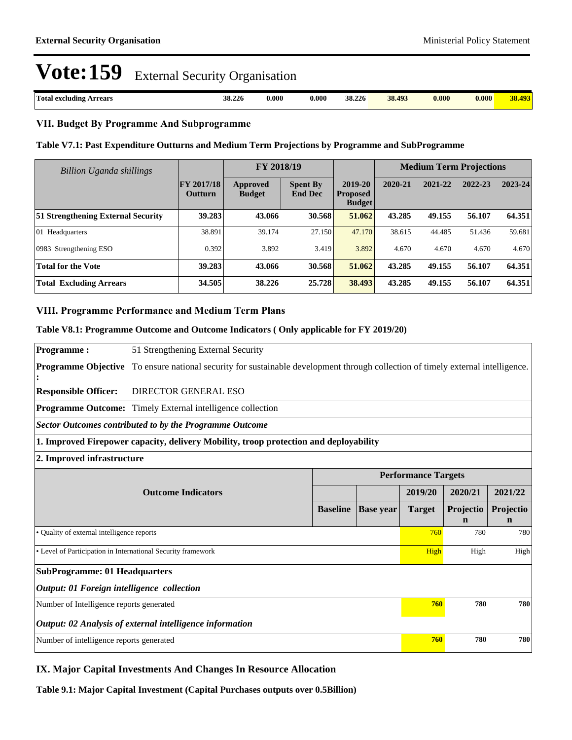# Vote:159 External Security Organisation

| Total excluding Arrears | 38.226 | 0.000 | 0.000 | 38.226 | 38.493 | 0.000 | 0.000 | 38.493 |
|---|---|---|---|---|---|---|---|---|

## VII. Budget By Programme And Subprogramme

### Table V7.1: Past Expenditure Outturns and Medium Term Projections by Programme and SubProgramme

| *Billion Uganda shillings* | | FY 2018/19 | | | Medium Term Projections | | | |
|---|---|---|---|---|---|---|---|---|
| | FY 2017/18 Outturn | Approved Budget | Spent By End Dec | 2019-20 Proposed Budget | 2020-21 | 2021-22 | 2022-23 | 2023-24 |
| **51 Strengthening External Security** | **39.283** | **43.066** | **30.568** | **51.062** | **43.285** | **49.155** | **56.107** | **64.351** |
| 01 Headquarters | 38.891 | 39.174 | 27.150 | 47.170 | 38.615 | 44.485 | 51.436 | 59.681 |
| 0983 Strengthening ESO | 0.392 | 3.892 | 3.419 | 3.892 | 4.670 | 4.670 | 4.670 | 4.670 |
| **Total for the Vote** | **39.283** | **43.066** | **30.568** | **51.062** | **43.285** | **49.155** | **56.107** | **64.351** |
| **Total Excluding Arrears** | **34.505** | **38.226** | **25.728** | **38.493** | **43.285** | **49.155** | **56.107** | **64.351** |

## VIII. Programme Performance and Medium Term Plans

### Table V8.1: Programme Outcome and Outcome Indicators ( Only applicable for FY 2019/20)

**Programme :** 51 Strengthening External Security

**Programme Objective :** To ensure national security for sustainable development through collection of timely external intelligence.

**Responsible Officer:** DIRECTOR GENERAL ESO

**Programme Outcome:** Timely External intelligence collection

***Sector Outcomes contributed to by the Programme Outcome***

**1. Improved Firepower capacity, delivery Mobility, troop protection and deployability**

**2. Improved infrastructure**

| Outcome Indicators | Performance Targets | | | | |
|---|---|---|---|---|---|
| | | | 2019/20 | 2020/21 | 2021/22 |
| | Baseline | Base year | Target | Projection | Projection |
| • Quality of external intelligence reports | | | 760 | 780 | 780 |
| • Level of Participation in International Security framework | | | High | High | High |
| **SubProgramme: 01 Headquarters** | | | | | |
| ***Output: 01 Foreign intelligence collection*** | | | | | |
| Number of Intelligence reports generated | | | **760** | **780** | **780** |
| ***Output: 02 Analysis of external intelligence information*** | | | | | |
| Number of intelligence reports generated | | | **760** | **780** | **780** |

## IX. Major Capital Investments And Changes In Resource Allocation

### Table 9.1: Major Capital Investment (Capital Purchases outputs over 0.5Billion)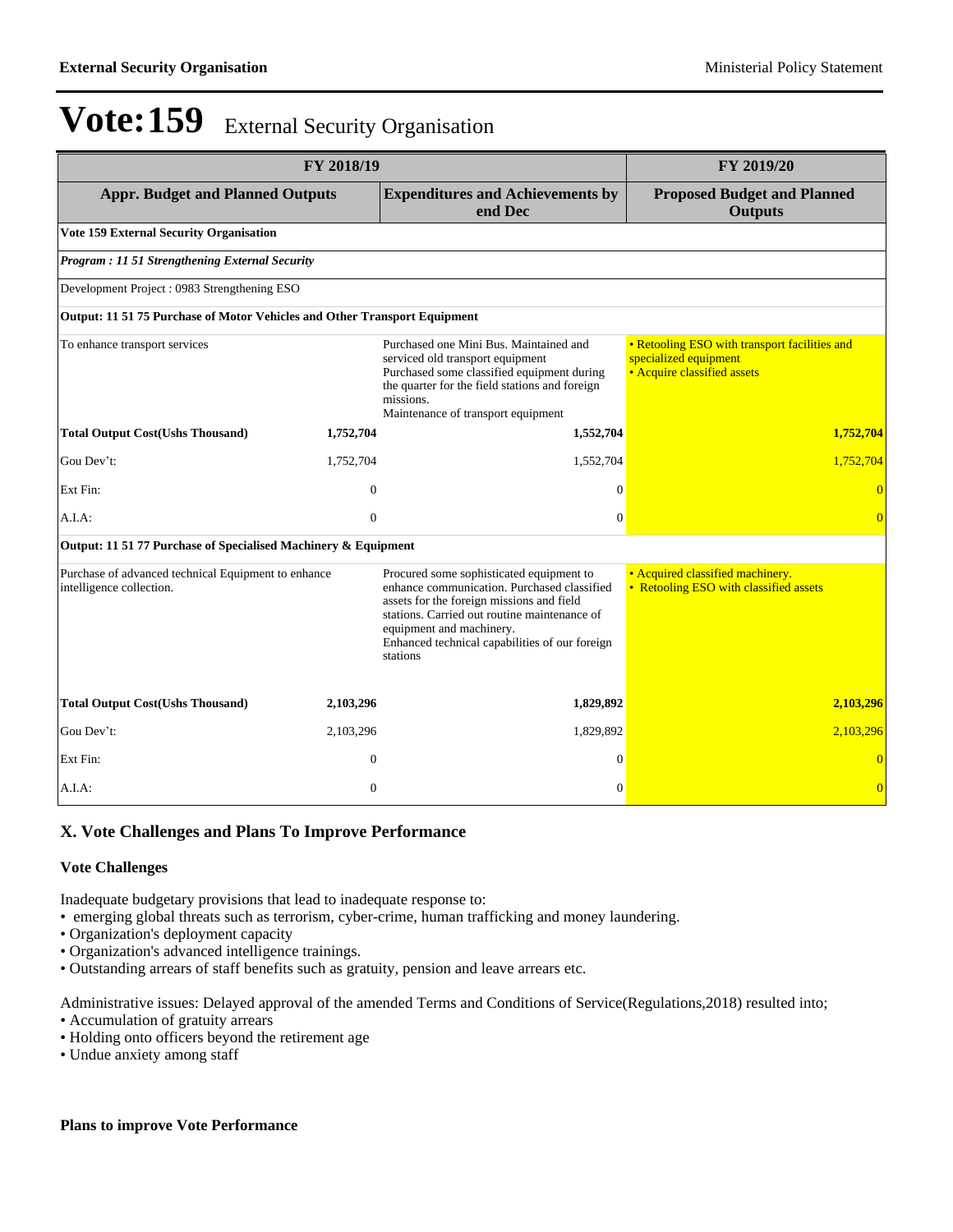# Vote:159 External Security Organisation

| FY 2018/19 | | | FY 2019/20 |
|---|---|---|---|
| **Appr. Budget and Planned Outputs** | | **Expenditures and Achievements by end Dec** | **Proposed Budget and Planned Outputs** |
| **Vote 159 External Security Organisation** | | | |
| ***Program : 11 51 Strengthening External Security*** | | | |
| Development Project : 0983 Strengthening ESO | | | |
| **Output: 11 51 75 Purchase of Motor Vehicles and Other Transport Equipment** | | | |
| To enhance transport services | | Purchased one Mini Bus. Maintained and serviced old transport equipment<br>Purchased some classified equipment during the quarter for the field stations and foreign missions.<br>Maintenance of transport equipment | • Retooling ESO with transport facilities and specialized equipment<br>• Acquire classified assets |
| **Total Output Cost(Ushs Thousand)** | **1,752,704** | **1,552,704** | **1,752,704** |
| Gou Dev't: | 1,752,704 | 1,552,704 | 1,752,704 |
| Ext Fin: | 0 | 0 | 0 |
| A.I.A: | 0 | 0 | 0 |
| **Output: 11 51 77 Purchase of Specialised Machinery & Equipment** | | | |
| Purchase of advanced technical Equipment to enhance intelligence collection. | | Procured some sophisticated equipment to enhance communication. Purchased classified assets for the foreign missions and field stations. Carried out routine maintenance of equipment and machinery.<br>Enhanced technical capabilities of our foreign stations | • Acquired classified machinery.<br>• Retooling ESO with classified assets |
| **Total Output Cost(Ushs Thousand)** | **2,103,296** | **1,829,892** | **2,103,296** |
| Gou Dev't: | 2,103,296 | 1,829,892 | 2,103,296 |
| Ext Fin: | 0 | 0 | 0 |
| A.I.A: | 0 | 0 | 0 |

## X. Vote Challenges and Plans To Improve Performance

### Vote Challenges

Inadequate budgetary provisions that lead to inadequate response to:
- emerging global threats such as terrorism, cyber-crime, human trafficking and money laundering.
- Organization's deployment capacity
- Organization's advanced intelligence trainings.
- Outstanding arrears of staff benefits such as gratuity, pension and leave arrears etc.

Administrative issues: Delayed approval of the amended Terms and Conditions of Service(Regulations,2018) resulted into;
- Accumulation of gratuity arrears
- Holding onto officers beyond the retirement age
- Undue anxiety among staff

### Plans to improve Vote Performance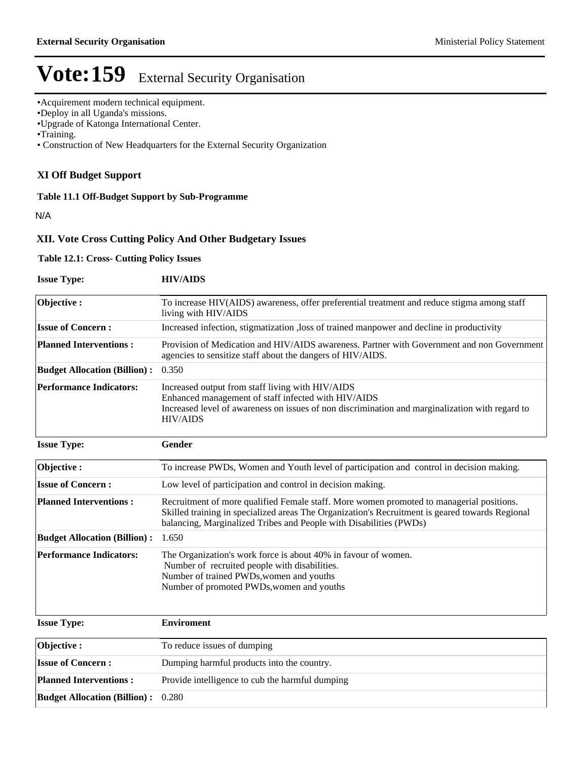# Vote:159 External Security Organisation

•Acquirement modern technical equipment.
•Deploy in all Uganda's missions.
•Upgrade of Katonga International Center.
•Training.
• Construction of New Headquarters for the External Security Organization

## XI Off Budget Support

**Table 11.1 Off-Budget Support by Sub-Programme**

N/A

## XII. Vote Cross Cutting Policy And Other Budgetary Issues

**Table 12.1: Cross- Cutting Policy Issues**

**Issue Type:** **HIV/AIDS**

| | |
|---|---|
| **Objective :** | To increase HIV(AIDS) awareness, offer preferential treatment and reduce stigma among staff living with HIV/AIDS |
| **Issue of Concern :** | Increased infection, stigmatization ,loss of trained manpower and decline in productivity |
| **Planned Interventions :** | Provision of Medication and HIV/AIDS awareness. Partner with Government and non Government agencies to sensitize staff about the dangers of HIV/AIDS. |
| **Budget Allocation (Billion) :** | 0.350 |
| **Performance Indicators:** | Increased output from staff living with HIV/AIDS<br>Enhanced management of staff infected with HIV/AIDS<br>Increased level of awareness on issues of non discrimination and marginalization with regard to HIV/AIDS |

**Issue Type:** **Gender**

| | |
|---|---|
| **Objective :** | To increase PWDs, Women and Youth level of participation and control in decision making. |
| **Issue of Concern :** | Low level of participation and control in decision making. |
| **Planned Interventions :** | Recruitment of more qualified Female staff. More women promoted to managerial positions. Skilled training in specialized areas The Organization's Recruitment is geared towards Regional balancing, Marginalized Tribes and People with Disabilities (PWDs) |
| **Budget Allocation (Billion) :** | 1.650 |
| **Performance Indicators:** | The Organization's work force is about 40% in favour of women.<br>Number of recruited people with disabilities.<br>Number of trained PWDs,women and youths<br>Number of promoted PWDs,women and youths |

**Issue Type:** **Enviroment**

| | |
|---|---|
| **Objective :** | To reduce issues of dumping |
| **Issue of Concern :** | Dumping harmful products into the country. |
| **Planned Interventions :** | Provide intelligence to cub the harmful dumping |
| **Budget Allocation (Billion) :** | 0.280 |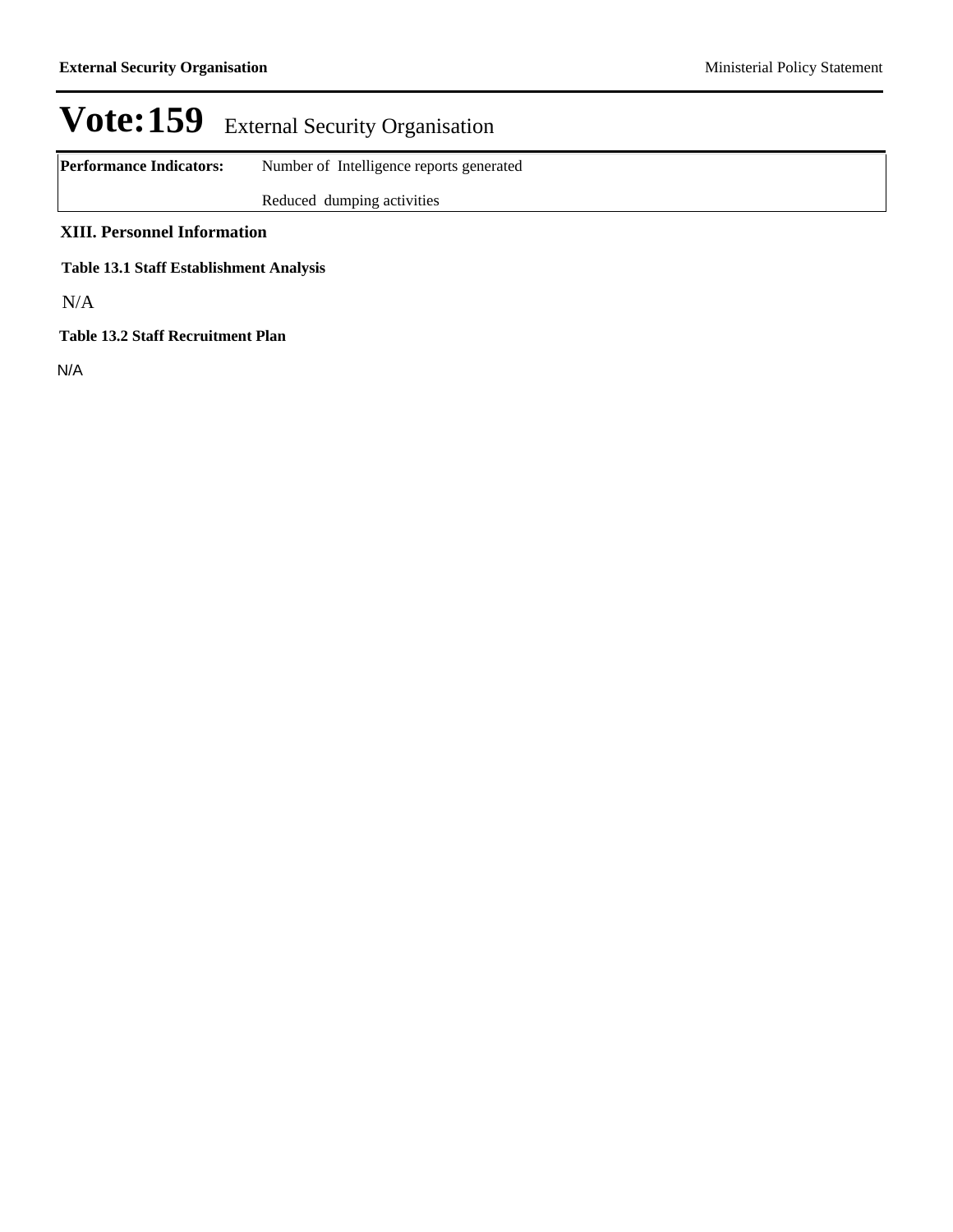# Vote:159 External Security Organisation

| | |
|---|---|
| **Performance Indicators:** | Number of Intelligence reports generated |
| | Reduced dumping activities |

## XIII. Personnel Information

**Table 13.1 Staff Establishment Analysis**

N/A

**Table 13.2 Staff Recruitment Plan**

N/A